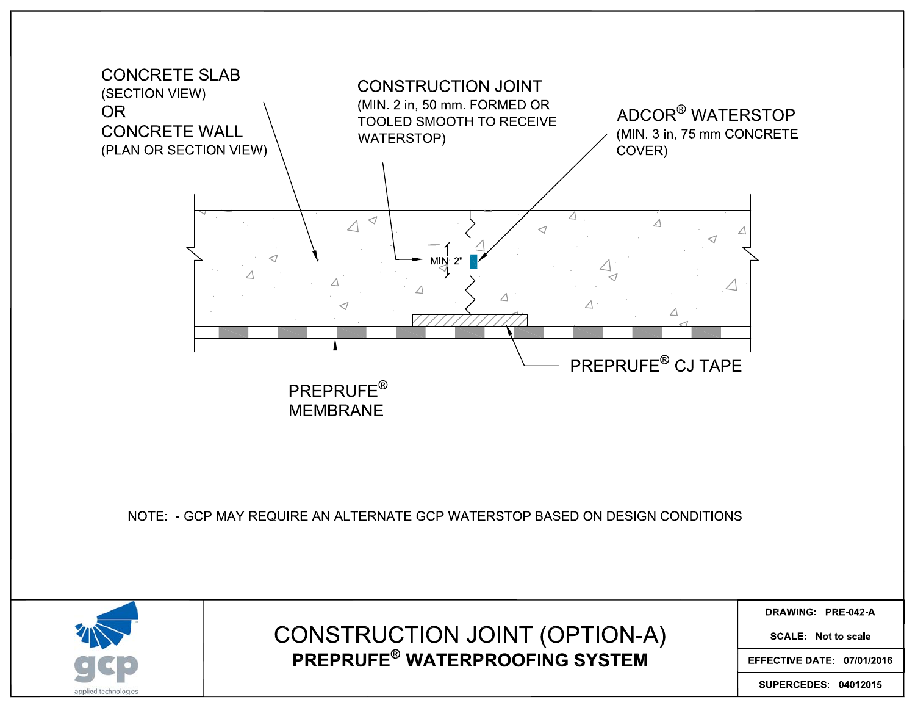CONCRETE SLAB
(SECTION VIEW)
OR
CONCRETE WALL
(PLAN OR SECTION VIEW)

CONSTRUCTION JOINT
(MIN. 2 in, 50 mm. FORMED OR TOOLED SMOOTH TO RECEIVE WATERSTOP)

ADCOR® WATERSTOP
(MIN. 3 in, 75 mm CONCRETE COVER)

MIN. 2"

PREPRUFE® CJ TAPE

PREPRUFE® MEMBRANE

NOTE: - GCP MAY REQUIRE AN ALTERNATE GCP WATERSTOP BASED ON DESIGN CONDITIONS

gcp applied technologies

# CONSTRUCTION JOINT (OPTION-A)

## PREPRUFE® WATERPROOFING SYSTEM

| | |
|---|---|
| **DRAWING:** | **PRE-042-A** |
| **SCALE:** | **Not to scale** |
| **EFFECTIVE DATE:** | **07/01/2016** |
| **SUPERCEDES:** | **04012015** |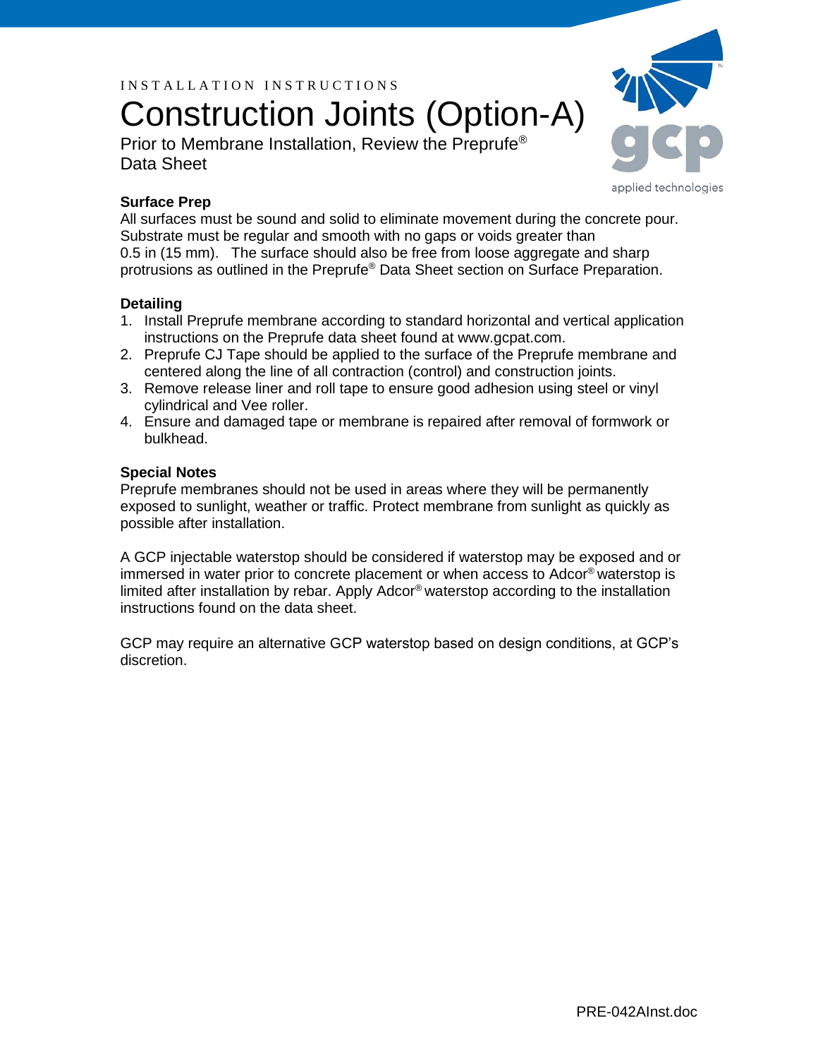INSTALLATION INSTRUCTIONS

# Construction Joints (Option-A)

Prior to Membrane Installation, Review the Preprufe® Data Sheet

### Surface Prep

All surfaces must be sound and solid to eliminate movement during the concrete pour. Substrate must be regular and smooth with no gaps or voids greater than 0.5 in (15 mm). The surface should also be free from loose aggregate and sharp protrusions as outlined in the Preprufe® Data Sheet section on Surface Preparation.

### Detailing

1. Install Preprufe membrane according to standard horizontal and vertical application instructions on the Preprufe data sheet found at www.gcpat.com.
2. Preprufe CJ Tape should be applied to the surface of the Preprufe membrane and centered along the line of all contraction (control) and construction joints.
3. Remove release liner and roll tape to ensure good adhesion using steel or vinyl cylindrical and Vee roller.
4. Ensure and damaged tape or membrane is repaired after removal of formwork or bulkhead.

### Special Notes

Preprufe membranes should not be used in areas where they will be permanently exposed to sunlight, weather or traffic. Protect membrane from sunlight as quickly as possible after installation.

A GCP injectable waterstop should be considered if waterstop may be exposed and or immersed in water prior to concrete placement or when access to Adcor® waterstop is limited after installation by rebar. Apply Adcor® waterstop according to the installation instructions found on the data sheet.

GCP may require an alternative GCP waterstop based on design conditions, at GCP's discretion.

PRE-042AInst.doc